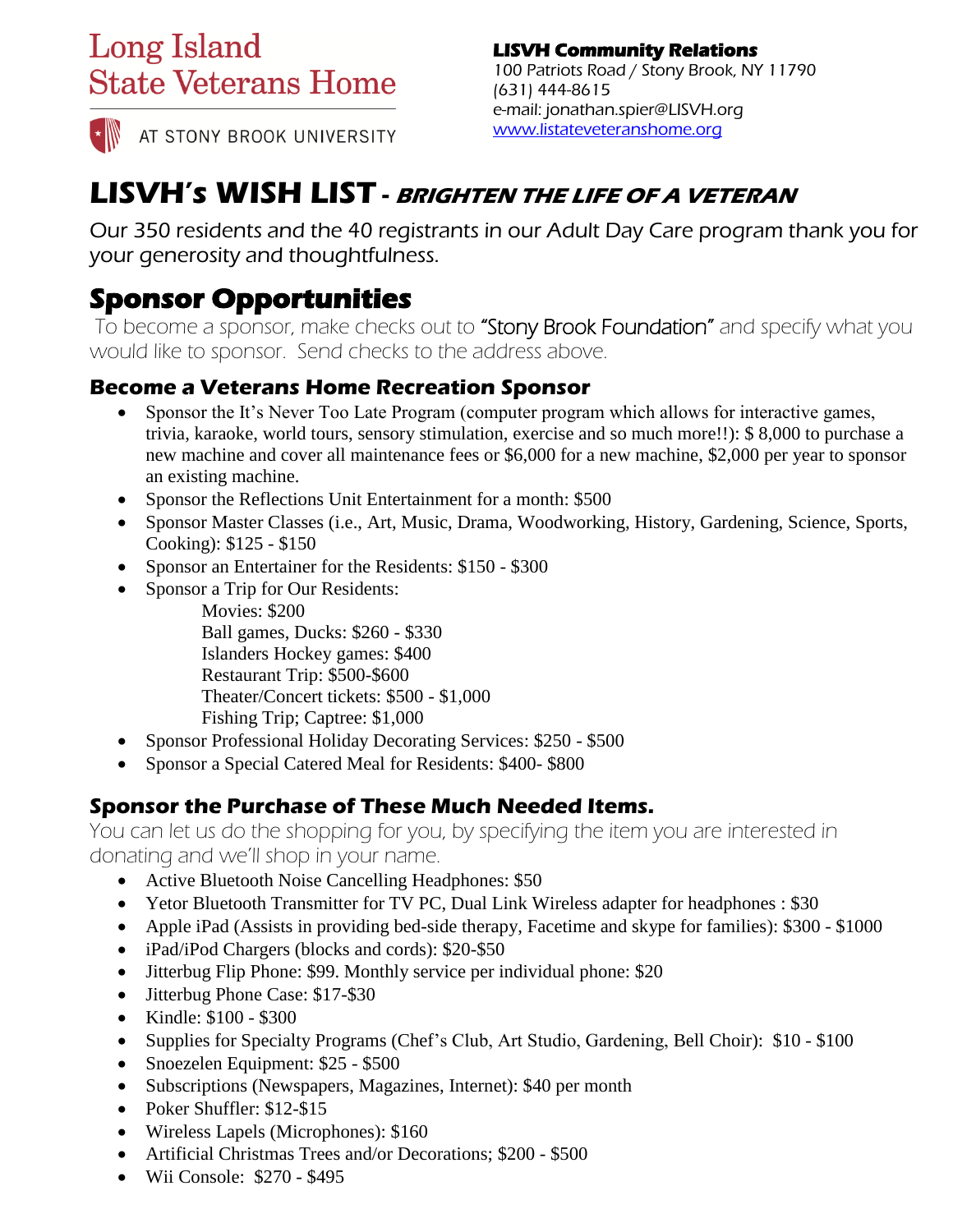# Long Island State Veterans Home

AT STONY BROOK UNIVERSITY

**LISVH Community Relations**
100 Patriots Road / Stony Brook, NY 11790
(631) 444-8615
e-mail: jonathan.spier@LISVH.org
www.listateveteranshome.org

# LISVH's WISH LIST - *BRIGHTEN THE LIFE OF A VETERAN*

Our 350 residents and the 40 registrants in our Adult Day Care program thank you for your generosity and thoughtfulness.

## Sponsor Opportunities

To become a sponsor, make checks out to "Stony Brook Foundation" and specify what you would like to sponsor. Send checks to the address above.

### Become a Veterans Home Recreation Sponsor

- Sponsor the It's Never Too Late Program (computer program which allows for interactive games, trivia, karaoke, world tours, sensory stimulation, exercise and so much more!!): $ 8,000 to purchase a new machine and cover all maintenance fees or $6,000 for a new machine, $2,000 per year to sponsor an existing machine.
- Sponsor the Reflections Unit Entertainment for a month: $500
- Sponsor Master Classes (i.e., Art, Music, Drama, Woodworking, History, Gardening, Science, Sports, Cooking): $125 - $150
- Sponsor an Entertainer for the Residents: $150 - $300
- Sponsor a Trip for Our Residents:
  - Movies: $200
  - Ball games, Ducks: $260 - $330
  - Islanders Hockey games: $400
  - Restaurant Trip: $500-$600
  - Theater/Concert tickets: $500 - $1,000
  - Fishing Trip; Captree: $1,000
- Sponsor Professional Holiday Decorating Services: $250 - $500
- Sponsor a Special Catered Meal for Residents: $400- $800

### Sponsor the Purchase of These Much Needed Items.

You can let us do the shopping for you, by specifying the item you are interested in donating and we'll shop in your name.

- Active Bluetooth Noise Cancelling Headphones: $50
- Yetor Bluetooth Transmitter for TV PC, Dual Link Wireless adapter for headphones : $30
- Apple iPad (Assists in providing bed-side therapy, Facetime and skype for families): $300 - $1000
- iPad/iPod Chargers (blocks and cords): $20-$50
- Jitterbug Flip Phone: $99. Monthly service per individual phone: $20
- Jitterbug Phone Case: $17-$30
- Kindle: $100 - $300
- Supplies for Specialty Programs (Chef's Club, Art Studio, Gardening, Bell Choir): $10 - $100
- Snoezelen Equipment: $25 - $500
- Subscriptions (Newspapers, Magazines, Internet): $40 per month
- Poker Shuffler: $12-$15
- Wireless Lapels (Microphones): $160
- Artificial Christmas Trees and/or Decorations; $200 - $500
- Wii Console: $270 - $495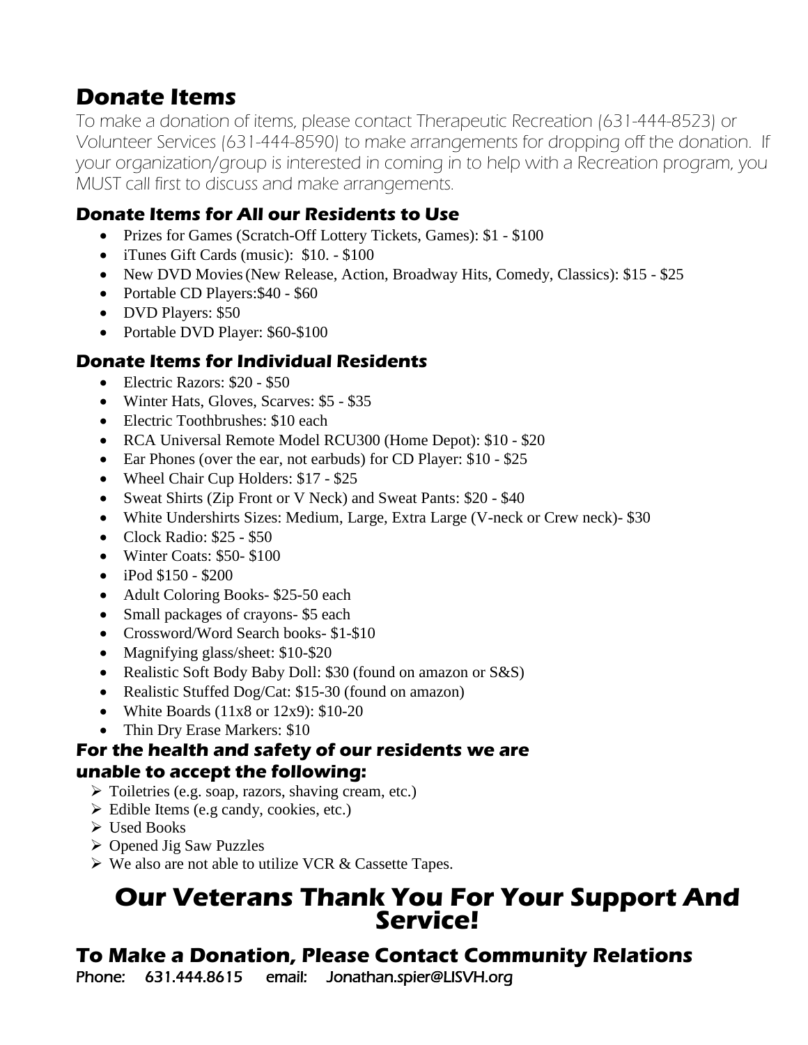## Donate Items

To make a donation of items, please contact Therapeutic Recreation (631-444-8523) or Volunteer Services (631-444-8590) to make arrangements for dropping off the donation. If your organization/group is interested in coming in to help with a Recreation program, you MUST call first to discuss and make arrangements.

### Donate Items for All our Residents to Use

- Prizes for Games (Scratch-Off Lottery Tickets, Games): $1 - $100
- iTunes Gift Cards (music): $10. - $100
- New DVD Movies (New Release, Action, Broadway Hits, Comedy, Classics): $15 - $25
- Portable CD Players:$40 - $60
- DVD Players: $50
- Portable DVD Player: $60-$100

### Donate Items for Individual Residents

- Electric Razors: $20 - $50
- Winter Hats, Gloves, Scarves: $5 - $35
- Electric Toothbrushes: $10 each
- RCA Universal Remote Model RCU300 (Home Depot): $10 - $20
- Ear Phones (over the ear, not earbuds) for CD Player: $10 - $25
- Wheel Chair Cup Holders: $17 - $25
- Sweat Shirts (Zip Front or V Neck) and Sweat Pants: $20 - $40
- White Undershirts Sizes: Medium, Large, Extra Large (V-neck or Crew neck)- $30
- Clock Radio: $25 - $50
- Winter Coats: $50- $100
- iPod $150 - $200
- Adult Coloring Books- $25-50 each
- Small packages of crayons- $5 each
- Crossword/Word Search books- $1-$10
- Magnifying glass/sheet: $10-$20
- Realistic Soft Body Baby Doll: $30 (found on amazon or S&S)
- Realistic Stuffed Dog/Cat: $15-30 (found on amazon)
- White Boards (11x8 or 12x9): $10-20
- Thin Dry Erase Markers: $10

### For the health and safety of our residents we are unable to accept the following:

- Toiletries (e.g. soap, razors, shaving cream, etc.)
- Edible Items (e.g candy, cookies, etc.)
- Used Books
- Opened Jig Saw Puzzles
- We also are not able to utilize VCR & Cassette Tapes.

## Our Veterans Thank You For Your Support And Service!

### To Make a Donation, Please Contact Community Relations

Phone: 631.444.8615 email: Jonathan.spier@LISVH.org